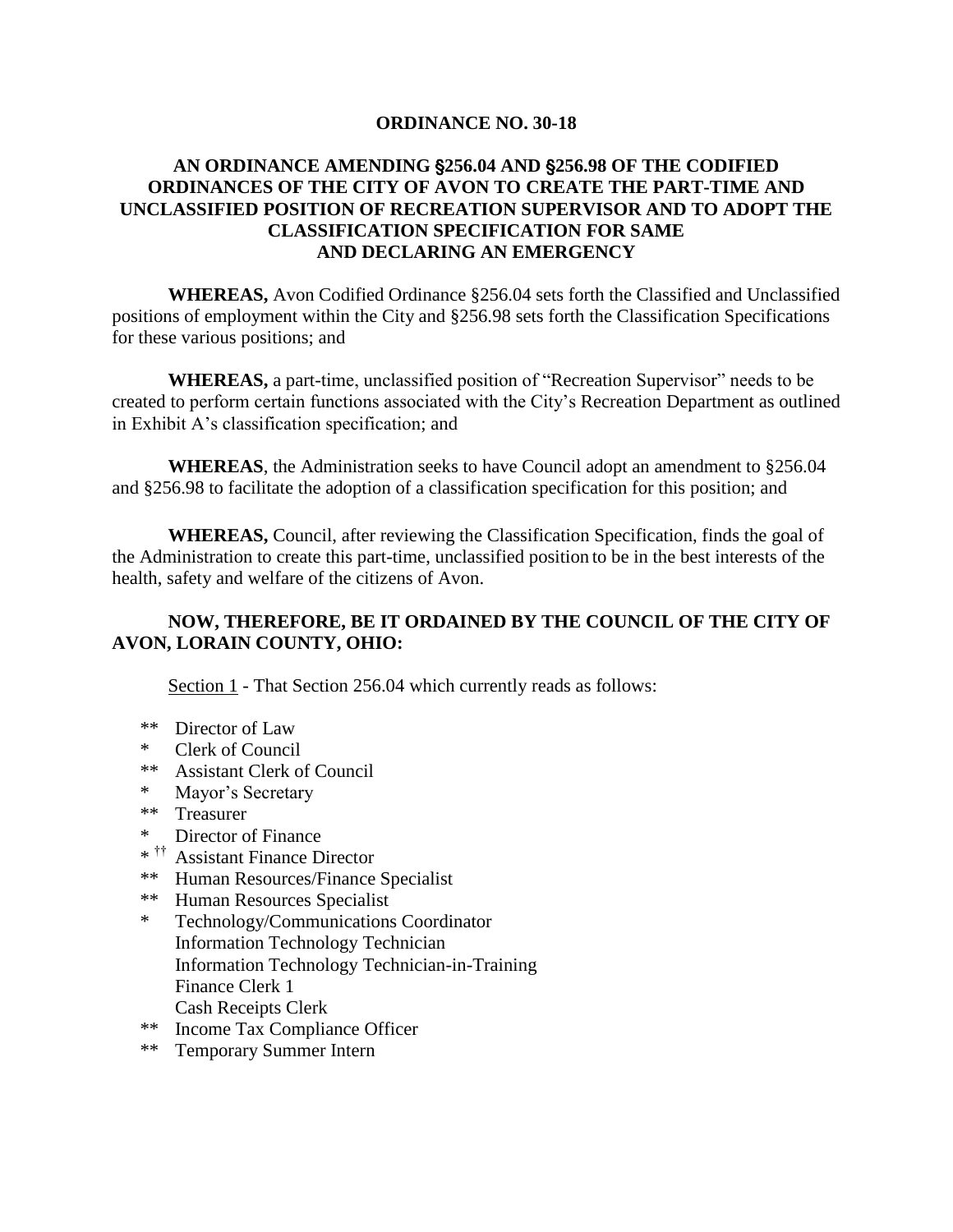**ORDINANCE NO. 30-18**

**AN ORDINANCE AMENDING §256.04 AND §256.98 OF THE CODIFIED ORDINANCES OF THE CITY OF AVON TO CREATE THE PART-TIME AND UNCLASSIFIED POSITION OF RECREATION SUPERVISOR AND TO ADOPT THE CLASSIFICATION SPECIFICATION FOR SAME AND DECLARING AN EMERGENCY**

**WHEREAS,** Avon Codified Ordinance §256.04 sets forth the Classified and Unclassified positions of employment within the City and §256.98 sets forth the Classification Specifications for these various positions; and

**WHEREAS,** a part-time, unclassified position of "Recreation Supervisor" needs to be created to perform certain functions associated with the City's Recreation Department as outlined in Exhibit A's classification specification; and

**WHEREAS**, the Administration seeks to have Council adopt an amendment to §256.04 and §256.98 to facilitate the adoption of a classification specification for this position; and

**WHEREAS,** Council, after reviewing the Classification Specification, finds the goal of the Administration to create this part-time, unclassified position to be in the best interests of the health, safety and welfare of the citizens of Avon.

**NOW, THEREFORE, BE IT ORDAINED BY THE COUNCIL OF THE CITY OF AVON, LORAIN COUNTY, OHIO:**

Section 1 - That Section 256.04 which currently reads as follows:

** Director of Law
* Clerk of Council
** Assistant Clerk of Council
* Mayor's Secretary
** Treasurer
* Director of Finance
* †† Assistant Finance Director
** Human Resources/Finance Specialist
** Human Resources Specialist
* Technology/Communications Coordinator
Information Technology Technician
Information Technology Technician-in-Training
Finance Clerk 1
Cash Receipts Clerk
** Income Tax Compliance Officer
** Temporary Summer Intern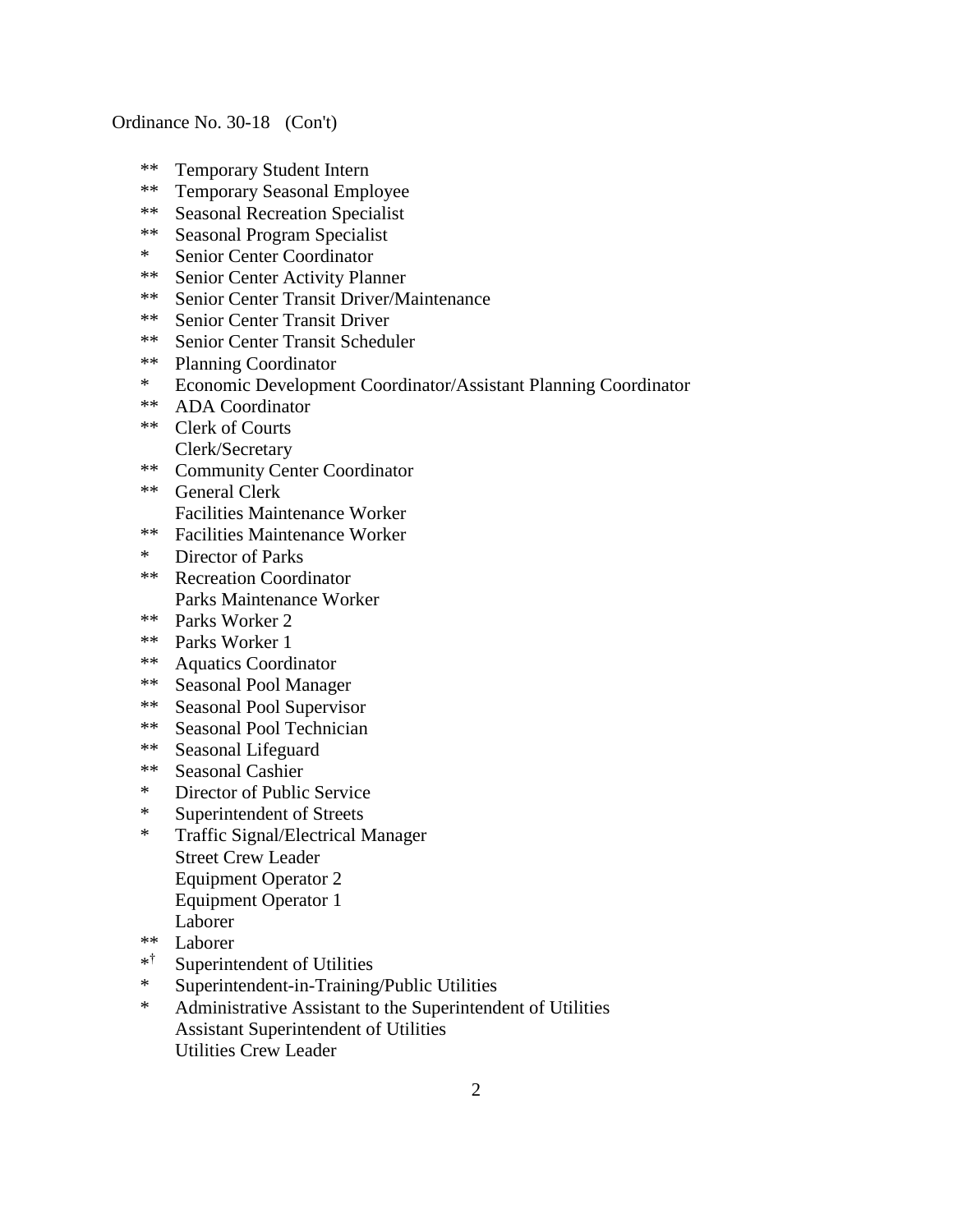Ordinance No. 30-18 (Con't)

- ** Temporary Student Intern
- ** Temporary Seasonal Employee
- ** Seasonal Recreation Specialist
- ** Seasonal Program Specialist
- * Senior Center Coordinator
- ** Senior Center Activity Planner
- ** Senior Center Transit Driver/Maintenance
- ** Senior Center Transit Driver
- ** Senior Center Transit Scheduler
- ** Planning Coordinator
- * Economic Development Coordinator/Assistant Planning Coordinator
- ** ADA Coordinator
- ** Clerk of Courts
- Clerk/Secretary
- ** Community Center Coordinator
- ** General Clerk
- Facilities Maintenance Worker
- ** Facilities Maintenance Worker
- * Director of Parks
- ** Recreation Coordinator
- Parks Maintenance Worker
- ** Parks Worker 2
- ** Parks Worker 1
- ** Aquatics Coordinator
- ** Seasonal Pool Manager
- ** Seasonal Pool Supervisor
- ** Seasonal Pool Technician
- ** Seasonal Lifeguard
- ** Seasonal Cashier
- * Director of Public Service
- * Superintendent of Streets
- * Traffic Signal/Electrical Manager
- Street Crew Leader
- Equipment Operator 2
- Equipment Operator 1
- Laborer
- ** Laborer
- *† Superintendent of Utilities
- * Superintendent-in-Training/Public Utilities
- * Administrative Assistant to the Superintendent of Utilities
- Assistant Superintendent of Utilities
- Utilities Crew Leader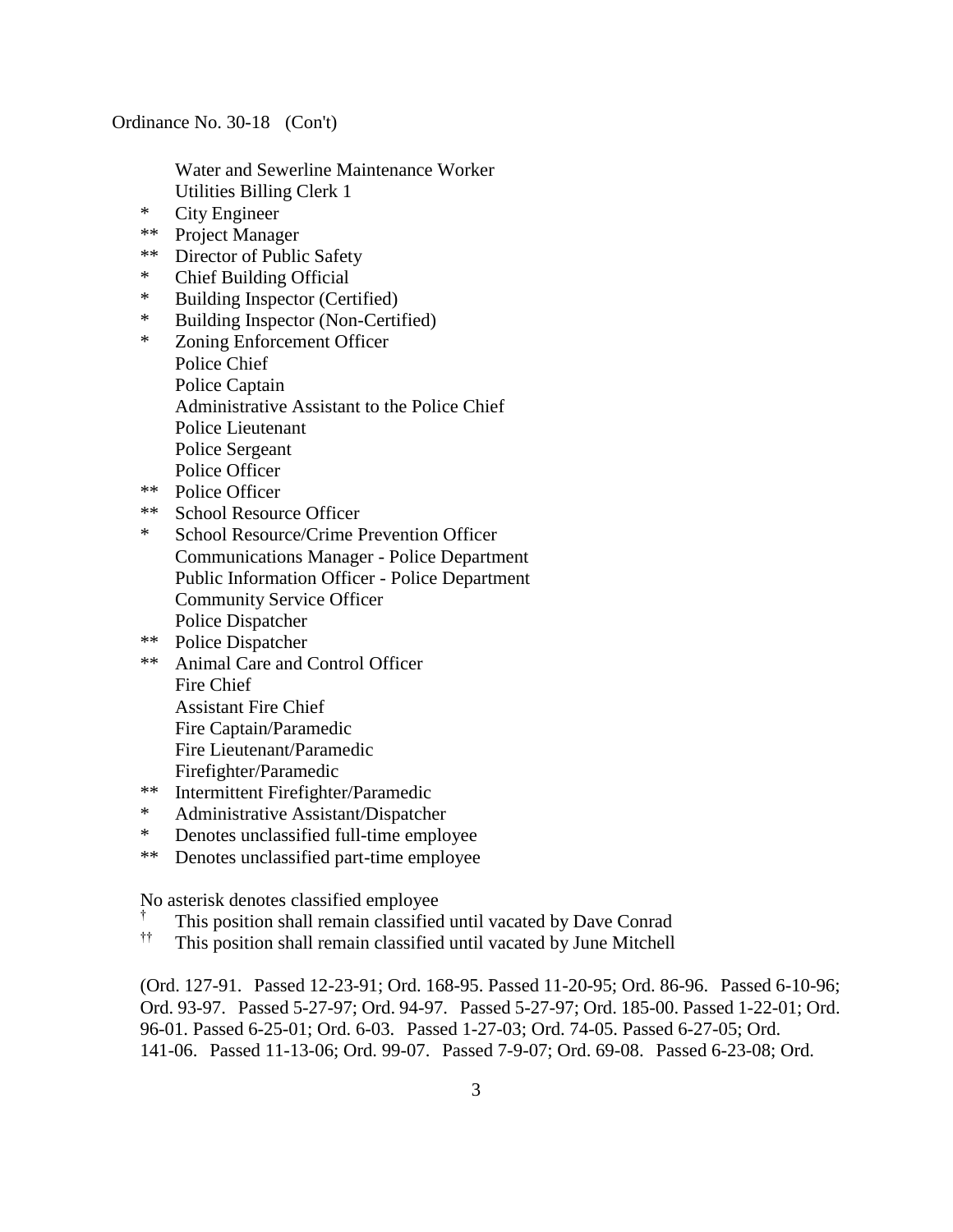Ordinance No. 30-18 (Con't)

Water and Sewerline Maintenance Worker
Utilities Billing Clerk 1
\* City Engineer
\*\* Project Manager
\*\* Director of Public Safety
\* Chief Building Official
\* Building Inspector (Certified)
\* Building Inspector (Non-Certified)
\* Zoning Enforcement Officer
Police Chief
Police Captain
Administrative Assistant to the Police Chief
Police Lieutenant
Police Sergeant
Police Officer
\*\* Police Officer
\*\* School Resource Officer
\* School Resource/Crime Prevention Officer
Communications Manager - Police Department
Public Information Officer - Police Department
Community Service Officer
Police Dispatcher
\*\* Police Dispatcher
\*\* Animal Care and Control Officer
Fire Chief
Assistant Fire Chief
Fire Captain/Paramedic
Fire Lieutenant/Paramedic
Firefighter/Paramedic
\*\* Intermittent Firefighter/Paramedic
\* Administrative Assistant/Dispatcher
\* Denotes unclassified full-time employee
\*\* Denotes unclassified part-time employee

No asterisk denotes classified employee
† This position shall remain classified until vacated by Dave Conrad
†† This position shall remain classified until vacated by June Mitchell

(Ord. 127-91. Passed 12-23-91; Ord. 168-95. Passed 11-20-95; Ord. 86-96. Passed 6-10-96; Ord. 93-97. Passed 5-27-97; Ord. 94-97. Passed 5-27-97; Ord. 185-00. Passed 1-22-01; Ord. 96-01. Passed 6-25-01; Ord. 6-03. Passed 1-27-03; Ord. 74-05. Passed 6-27-05; Ord. 141-06. Passed 11-13-06; Ord. 99-07. Passed 7-9-07; Ord. 69-08. Passed 6-23-08; Ord.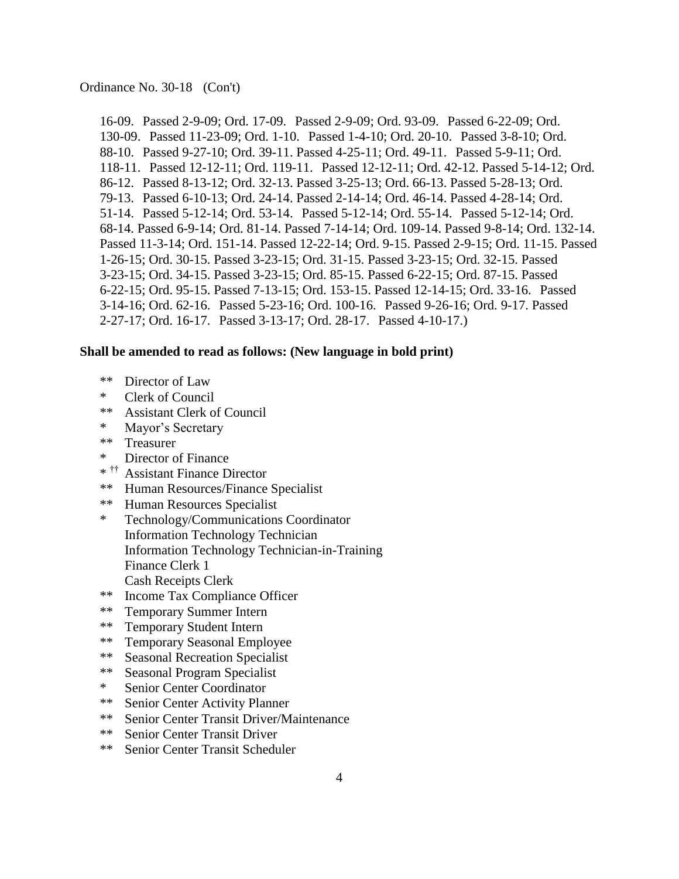Ordinance No. 30-18 (Con't)

16-09. Passed 2-9-09; Ord. 17-09. Passed 2-9-09; Ord. 93-09. Passed 6-22-09; Ord. 130-09. Passed 11-23-09; Ord. 1-10. Passed 1-4-10; Ord. 20-10. Passed 3-8-10; Ord. 88-10. Passed 9-27-10; Ord. 39-11. Passed 4-25-11; Ord. 49-11. Passed 5-9-11; Ord. 118-11. Passed 12-12-11; Ord. 119-11. Passed 12-12-11; Ord. 42-12. Passed 5-14-12; Ord. 86-12. Passed 8-13-12; Ord. 32-13. Passed 3-25-13; Ord. 66-13. Passed 5-28-13; Ord. 79-13. Passed 6-10-13; Ord. 24-14. Passed 2-14-14; Ord. 46-14. Passed 4-28-14; Ord. 51-14. Passed 5-12-14; Ord. 53-14. Passed 5-12-14; Ord. 55-14. Passed 5-12-14; Ord. 68-14. Passed 6-9-14; Ord. 81-14. Passed 7-14-14; Ord. 109-14. Passed 9-8-14; Ord. 132-14. Passed 11-3-14; Ord. 151-14. Passed 12-22-14; Ord. 9-15. Passed 2-9-15; Ord. 11-15. Passed 1-26-15; Ord. 30-15. Passed 3-23-15; Ord. 31-15. Passed 3-23-15; Ord. 32-15. Passed 3-23-15; Ord. 34-15. Passed 3-23-15; Ord. 85-15. Passed 6-22-15; Ord. 87-15. Passed 6-22-15; Ord. 95-15. Passed 7-13-15; Ord. 153-15. Passed 12-14-15; Ord. 33-16. Passed 3-14-16; Ord. 62-16. Passed 5-23-16; Ord. 100-16. Passed 9-26-16; Ord. 9-17. Passed 2-27-17; Ord. 16-17. Passed 3-13-17; Ord. 28-17. Passed 4-10-17.)

**Shall be amended to read as follows: (New language in bold print)**

** Director of Law
* Clerk of Council
** Assistant Clerk of Council
* Mayor's Secretary
** Treasurer
* Director of Finance
* †† Assistant Finance Director
** Human Resources/Finance Specialist
** Human Resources Specialist
* Technology/Communications Coordinator
Information Technology Technician
Information Technology Technician-in-Training
Finance Clerk 1
Cash Receipts Clerk
** Income Tax Compliance Officer
** Temporary Summer Intern
** Temporary Student Intern
** Temporary Seasonal Employee
** Seasonal Recreation Specialist
** Seasonal Program Specialist
* Senior Center Coordinator
** Senior Center Activity Planner
** Senior Center Transit Driver/Maintenance
** Senior Center Transit Driver
** Senior Center Transit Scheduler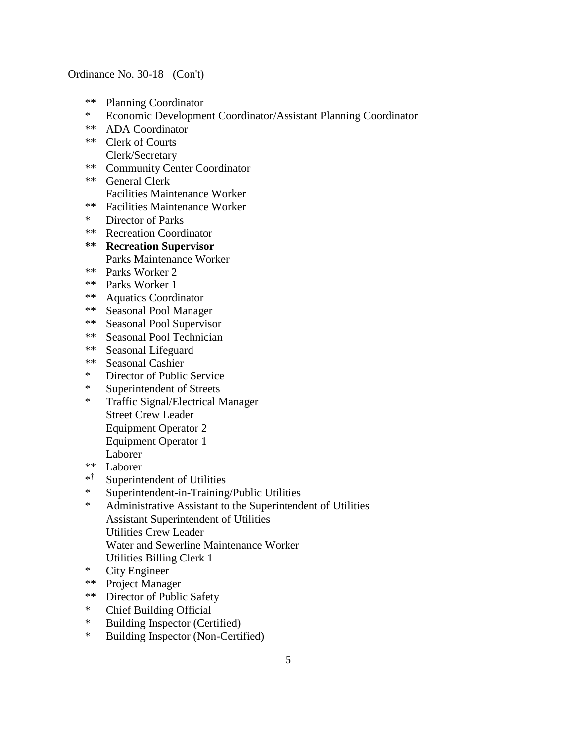Ordinance No. 30-18 (Con't)

** Planning Coordinator
* Economic Development Coordinator/Assistant Planning Coordinator
** ADA Coordinator
** Clerk of Courts
Clerk/Secretary
** Community Center Coordinator
** General Clerk
Facilities Maintenance Worker
** Facilities Maintenance Worker
* Director of Parks
** Recreation Coordinator
**\*\* Recreation Supervisor**
Parks Maintenance Worker
** Parks Worker 2
** Parks Worker 1
** Aquatics Coordinator
** Seasonal Pool Manager
** Seasonal Pool Supervisor
** Seasonal Pool Technician
** Seasonal Lifeguard
** Seasonal Cashier
* Director of Public Service
* Superintendent of Streets
* Traffic Signal/Electrical Manager
Street Crew Leader
Equipment Operator 2
Equipment Operator 1
Laborer
** Laborer
*[†] Superintendent of Utilities
* Superintendent-in-Training/Public Utilities
* Administrative Assistant to the Superintendent of Utilities
Assistant Superintendent of Utilities
Utilities Crew Leader
Water and Sewerline Maintenance Worker
Utilities Billing Clerk 1
* City Engineer
** Project Manager
** Director of Public Safety
* Chief Building Official
* Building Inspector (Certified)
* Building Inspector (Non-Certified)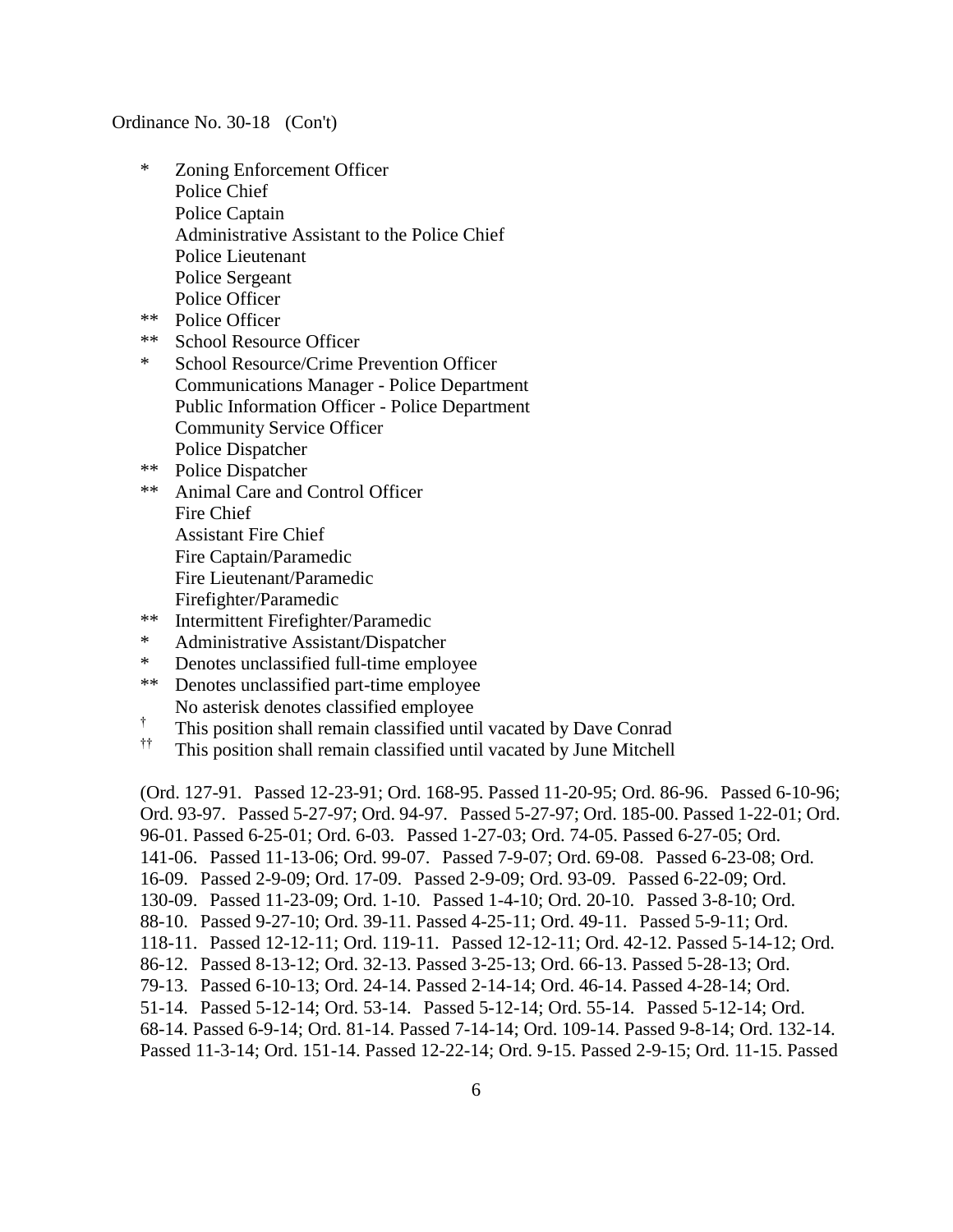Ordinance No. 30-18 (Con't)

\* Zoning Enforcement Officer
Police Chief
Police Captain
Administrative Assistant to the Police Chief
Police Lieutenant
Police Sergeant
Police Officer
\** Police Officer
\** School Resource Officer
\* School Resource/Crime Prevention Officer
Communications Manager - Police Department
Public Information Officer - Police Department
Community Service Officer
Police Dispatcher
\** Police Dispatcher
\** Animal Care and Control Officer
Fire Chief
Assistant Fire Chief
Fire Captain/Paramedic
Fire Lieutenant/Paramedic
Firefighter/Paramedic
\** Intermittent Firefighter/Paramedic
\* Administrative Assistant/Dispatcher
\* Denotes unclassified full-time employee
\** Denotes unclassified part-time employee
No asterisk denotes classified employee
† This position shall remain classified until vacated by Dave Conrad
†† This position shall remain classified until vacated by June Mitchell

(Ord. 127-91. Passed 12-23-91; Ord. 168-95. Passed 11-20-95; Ord. 86-96. Passed 6-10-96; Ord. 93-97. Passed 5-27-97; Ord. 94-97. Passed 5-27-97; Ord. 185-00. Passed 1-22-01; Ord. 96-01. Passed 6-25-01; Ord. 6-03. Passed 1-27-03; Ord. 74-05. Passed 6-27-05; Ord. 141-06. Passed 11-13-06; Ord. 99-07. Passed 7-9-07; Ord. 69-08. Passed 6-23-08; Ord. 16-09. Passed 2-9-09; Ord. 17-09. Passed 2-9-09; Ord. 93-09. Passed 6-22-09; Ord. 130-09. Passed 11-23-09; Ord. 1-10. Passed 1-4-10; Ord. 20-10. Passed 3-8-10; Ord. 88-10. Passed 9-27-10; Ord. 39-11. Passed 4-25-11; Ord. 49-11. Passed 5-9-11; Ord. 118-11. Passed 12-12-11; Ord. 119-11. Passed 12-12-11; Ord. 42-12. Passed 5-14-12; Ord. 86-12. Passed 8-13-12; Ord. 32-13. Passed 3-25-13; Ord. 66-13. Passed 5-28-13; Ord. 79-13. Passed 6-10-13; Ord. 24-14. Passed 2-14-14; Ord. 46-14. Passed 4-28-14; Ord. 51-14. Passed 5-12-14; Ord. 53-14. Passed 5-12-14; Ord. 55-14. Passed 5-12-14; Ord. 68-14. Passed 6-9-14; Ord. 81-14. Passed 7-14-14; Ord. 109-14. Passed 9-8-14; Ord. 132-14. Passed 11-3-14; Ord. 151-14. Passed 12-22-14; Ord. 9-15. Passed 2-9-15; Ord. 11-15. Passed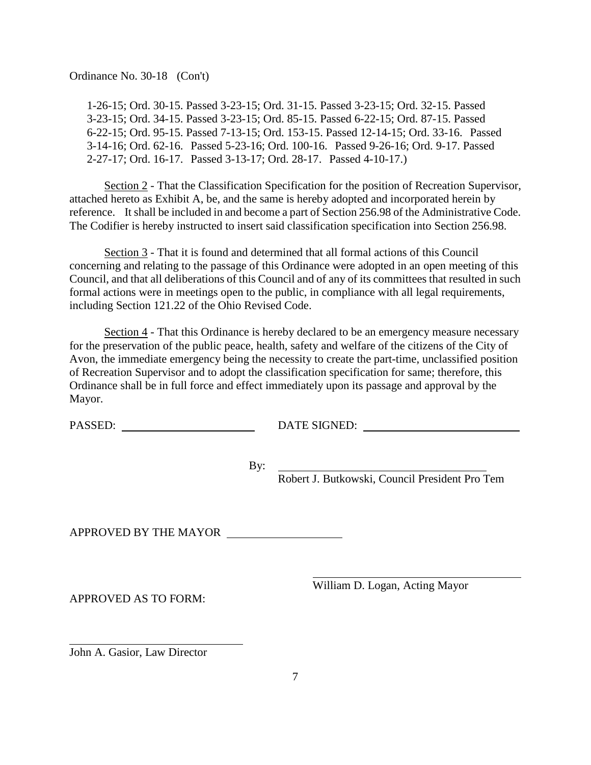Ordinance No. 30-18 (Con't)

1-26-15; Ord. 30-15. Passed 3-23-15; Ord. 31-15. Passed 3-23-15; Ord. 32-15. Passed 3-23-15; Ord. 34-15. Passed 3-23-15; Ord. 85-15. Passed 6-22-15; Ord. 87-15. Passed 6-22-15; Ord. 95-15. Passed 7-13-15; Ord. 153-15. Passed 12-14-15; Ord. 33-16. Passed 3-14-16; Ord. 62-16. Passed 5-23-16; Ord. 100-16. Passed 9-26-16; Ord. 9-17. Passed 2-27-17; Ord. 16-17. Passed 3-13-17; Ord. 28-17. Passed 4-10-17.)

Section 2 - That the Classification Specification for the position of Recreation Supervisor, attached hereto as Exhibit A, be, and the same is hereby adopted and incorporated herein by reference. It shall be included in and become a part of Section 256.98 of the Administrative Code. The Codifier is hereby instructed to insert said classification specification into Section 256.98.

Section 3 - That it is found and determined that all formal actions of this Council concerning and relating to the passage of this Ordinance were adopted in an open meeting of this Council, and that all deliberations of this Council and of any of its committees that resulted in such formal actions were in meetings open to the public, in compliance with all legal requirements, including Section 121.22 of the Ohio Revised Code.

Section 4 - That this Ordinance is hereby declared to be an emergency measure necessary for the preservation of the public peace, health, safety and welfare of the citizens of the City of Avon, the immediate emergency being the necessity to create the part-time, unclassified position of Recreation Supervisor and to adopt the classification specification for same; therefore, this Ordinance shall be in full force and effect immediately upon its passage and approval by the Mayor.

PASSED: ____________________ DATE SIGNED: ____________________

By: ______________________________
Robert J. Butkowski, Council President Pro Tem

APPROVED BY THE MAYOR ________________

______________________________
William D. Logan, Acting Mayor

APPROVED AS TO FORM:

______________________________
John A. Gasior, Law Director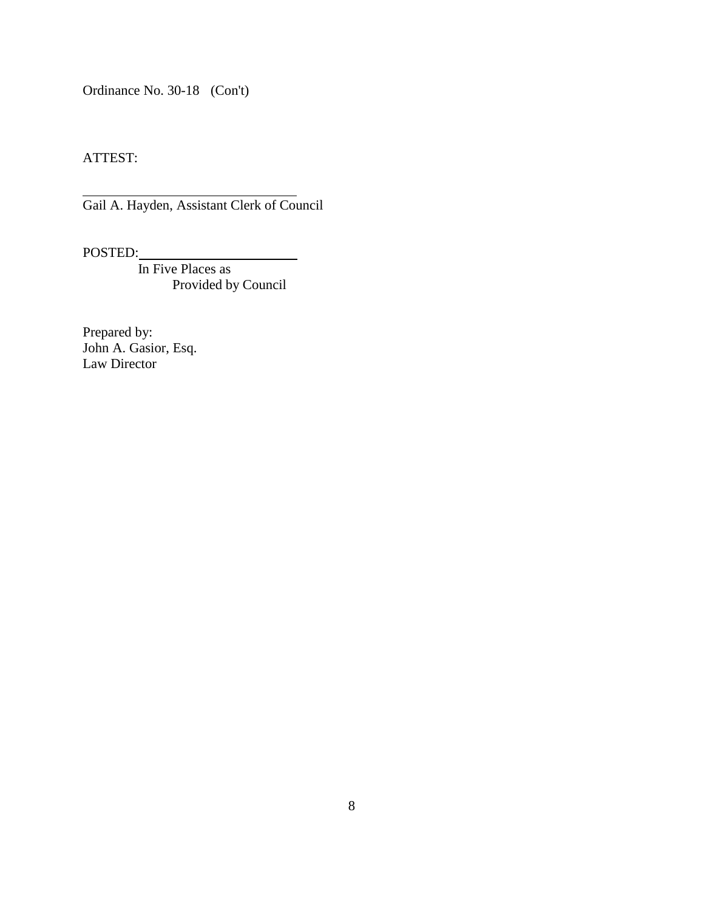Ordinance No. 30-18 (Con't)

ATTEST:

\_\_\_\_\_\_\_\_\_\_\_\_\_\_\_\_\_\_\_\_\_\_\_\_\_\_\_\_\_\_\_\_
Gail A. Hayden, Assistant Clerk of Council

POSTED:\_\_\_\_\_\_\_\_\_\_\_\_\_\_\_\_\_\_\_\_\_\_\_\_
In Five Places as
Provided by Council

Prepared by:
John A. Gasior, Esq.
Law Director